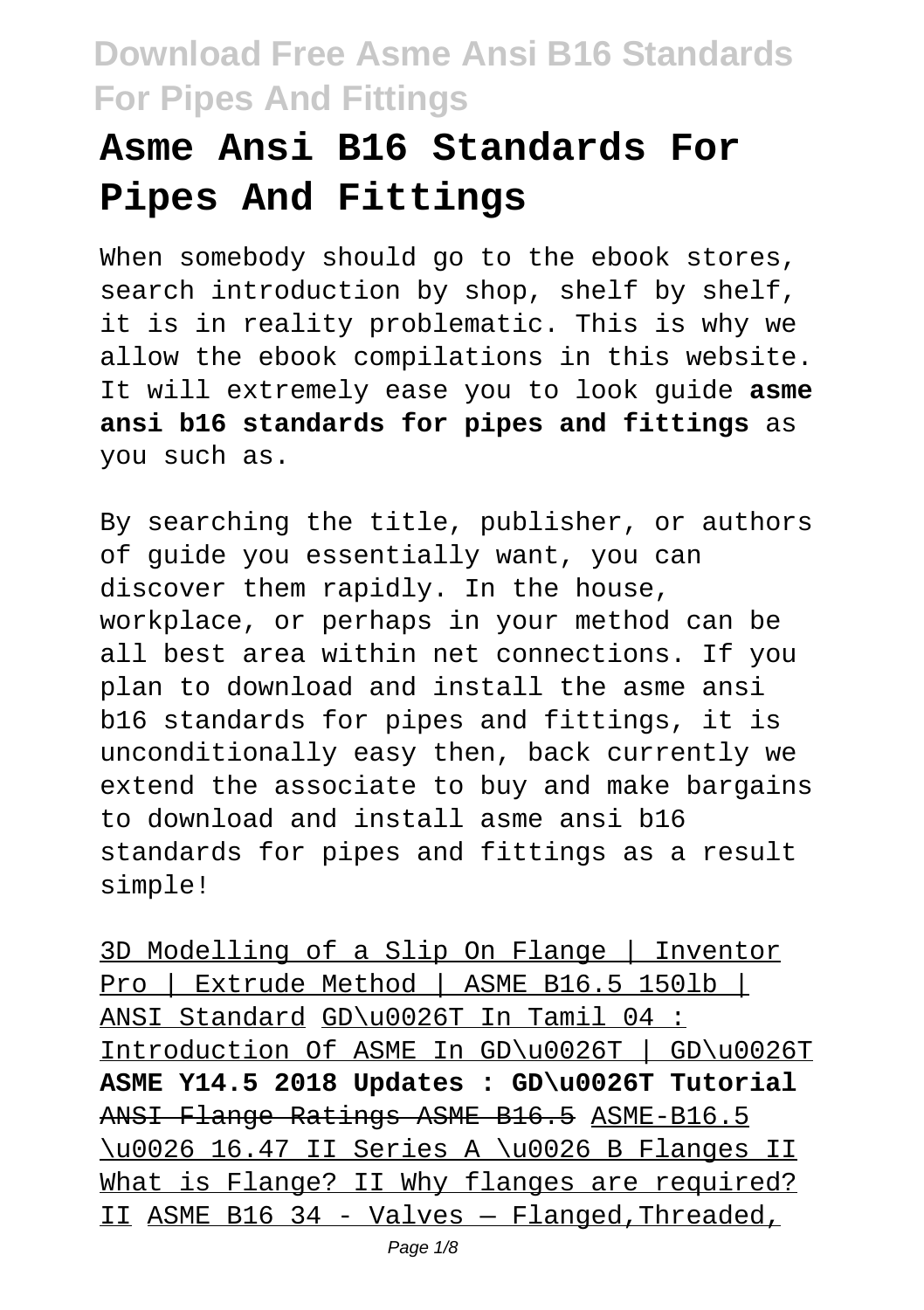# Asme Ansi B16 Standards For Pipes And Fittings

When somebody should go to the ebook stores, search introduction by shop, shelf by shelf, it is in reality problematic. This is why we allow the ebook compilations in this website. It will extremely ease you to look guide **asme ansi b16 standards for pipes and fittings** as you such as.

By searching the title, publisher, or authors of guide you essentially want, you can discover them rapidly. In the house, workplace, or perhaps in your method can be all best area within net connections. If you plan to download and install the asme ansi b16 standards for pipes and fittings, it is unconditionally easy then, back currently we extend the associate to buy and make bargains to download and install asme ansi b16 standards for pipes and fittings as a result simple!

3D Modelling of a Slip On Flange | Inventor Pro | Extrude Method | ASME B16.5 150lb | ANSI Standard GD\u0026T In Tamil 04 : Introduction Of ASME In GD\u0026T | GD\u0026T **ASME Y14.5 2018 Updates : GD\u0026T Tutorial** ANSI Flange Ratings ASME B16.5 ASME-B16.5 \u0026 16.47 II Series A \u0026 B Flanges II What is Flange? II Why flanges are required? II ASME B16 34 - Valves — Flanged,Threaded,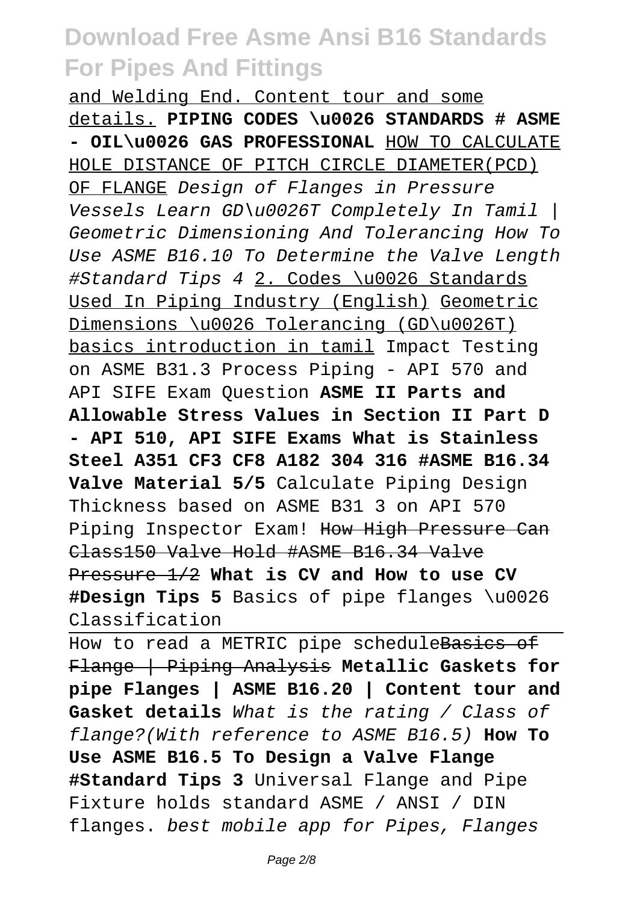and Welding End. Content tour and some details. **PIPING CODES \u0026 STANDARDS # ASME - OIL\u0026 GAS PROFESSIONAL** HOW TO CALCULATE HOLE DISTANCE OF PITCH CIRCLE DIAMETER(PCD) OF FLANGE *Design of Flanges in Pressure Vessels Learn GD\u0026T Completely In Tamil | Geometric Dimensioning And Tolerancing How To Use ASME B16.10 To Determine the Valve Length #Standard Tips 4* 2. Codes \u0026 Standards Used In Piping Industry (English) Geometric Dimensions \u0026 Tolerancing (GD\u0026T) basics introduction in tamil Impact Testing on ASME B31.3 Process Piping - API 570 and API SIFE Exam Question **ASME II Parts and Allowable Stress Values in Section II Part D - API 510, API SIFE Exams What is Stainless Steel A351 CF3 CF8 A182 304 316 #ASME B16.34 Valve Material 5/5** Calculate Piping Design Thickness based on ASME B31 3 on API 570 Piping Inspector Exam! ~~How High Pressure Can Class150 Valve Hold #ASME B16.34 Valve Pressure 1/2~~ **What is CV and How to use CV #Design Tips 5** Basics of pipe flanges \u0026 Classification

How to read a METRIC pipe schedule~~Basics of Flange | Piping Analysis~~ **Metallic Gaskets for pipe Flanges | ASME B16.20 | Content tour and Gasket details** *What is the rating / Class of flange?(With reference to ASME B16.5)* **How To Use ASME B16.5 To Design a Valve Flange #Standard Tips 3** Universal Flange and Pipe Fixture holds standard ASME / ANSI / DIN flanges. *best mobile app for Pipes, Flanges*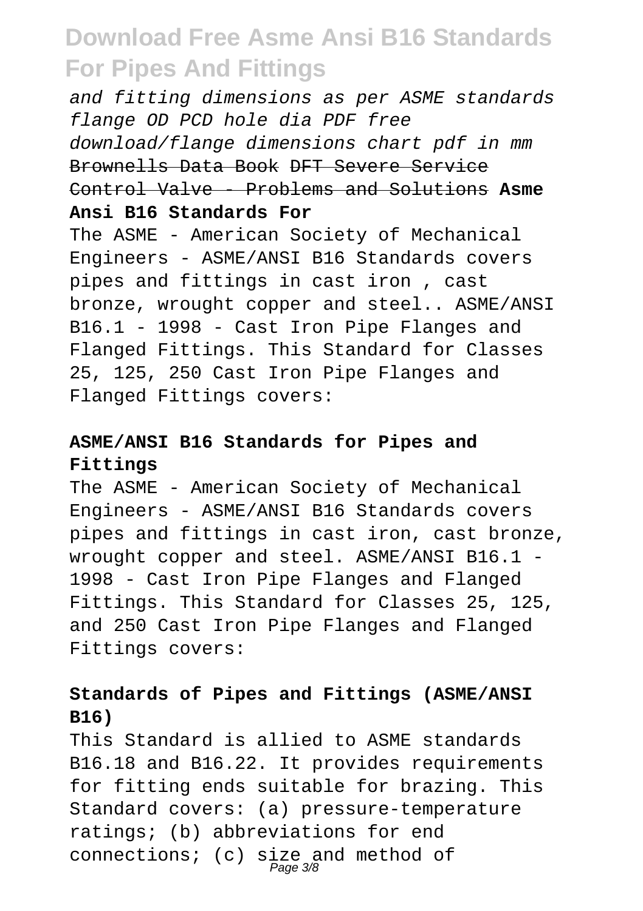and fitting dimensions as per ASME standards flange OD PCD hole dia PDF free download/flange dimensions chart pdf in mm ~~Brownells Data Book~~ ~~DFT Severe Service Control Valve - Problems and Solutions~~ **Asme Ansi B16 Standards For**

The ASME - American Society of Mechanical Engineers - ASME/ANSI B16 Standards covers pipes and fittings in cast iron , cast bronze, wrought copper and steel.. ASME/ANSI B16.1 - 1998 - Cast Iron Pipe Flanges and Flanged Fittings. This Standard for Classes 25, 125, 250 Cast Iron Pipe Flanges and Flanged Fittings covers:

### ASME/ANSI B16 Standards for Pipes and Fittings

The ASME - American Society of Mechanical Engineers - ASME/ANSI B16 Standards covers pipes and fittings in cast iron, cast bronze, wrought copper and steel. ASME/ANSI B16.1 - 1998 - Cast Iron Pipe Flanges and Flanged Fittings. This Standard for Classes 25, 125, and 250 Cast Iron Pipe Flanges and Flanged Fittings covers:

### Standards of Pipes and Fittings (ASME/ANSI B16)

This Standard is allied to ASME standards B16.18 and B16.22. It provides requirements for fitting ends suitable for brazing. This Standard covers: (a) pressure-temperature ratings; (b) abbreviations for end connections; (c) size and method of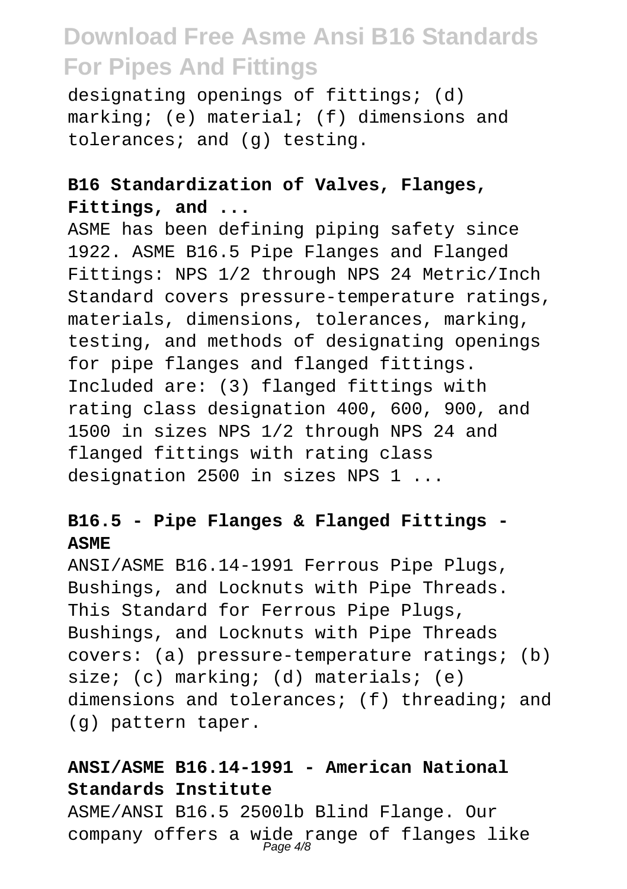designating openings of fittings; (d) marking; (e) material; (f) dimensions and tolerances; and (g) testing.

**B16 Standardization of Valves, Flanges, Fittings, and ...**

ASME has been defining piping safety since 1922. ASME B16.5 Pipe Flanges and Flanged Fittings: NPS 1/2 through NPS 24 Metric/Inch Standard covers pressure-temperature ratings, materials, dimensions, tolerances, marking, testing, and methods of designating openings for pipe flanges and flanged fittings. Included are: (3) flanged fittings with rating class designation 400, 600, 900, and 1500 in sizes NPS 1/2 through NPS 24 and flanged fittings with rating class designation 2500 in sizes NPS 1 ...

**B16.5 - Pipe Flanges & Flanged Fittings - ASME**

ANSI/ASME B16.14-1991 Ferrous Pipe Plugs, Bushings, and Locknuts with Pipe Threads. This Standard for Ferrous Pipe Plugs, Bushings, and Locknuts with Pipe Threads covers: (a) pressure-temperature ratings; (b) size; (c) marking; (d) materials; (e) dimensions and tolerances; (f) threading; and (g) pattern taper.

**ANSI/ASME B16.14-1991 - American National Standards Institute**

ASME/ANSI B16.5 2500lb Blind Flange. Our company offers a wide range of flanges like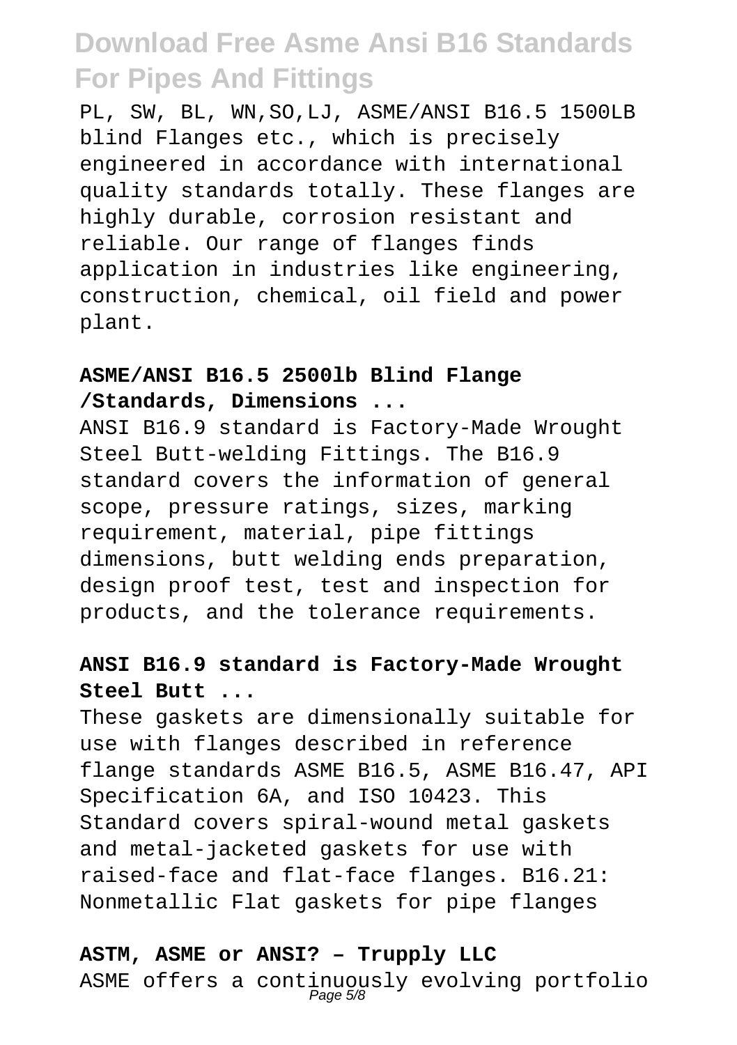PL, SW, BL, WN,SO,LJ, ASME/ANSI B16.5 1500LB blind Flanges etc., which is precisely engineered in accordance with international quality standards totally. These flanges are highly durable, corrosion resistant and reliable. Our range of flanges finds application in industries like engineering, construction, chemical, oil field and power plant.

**ASME/ANSI B16.5 2500lb Blind Flange /Standards, Dimensions ...**

ANSI B16.9 standard is Factory-Made Wrought Steel Butt-welding Fittings. The B16.9 standard covers the information of general scope, pressure ratings, sizes, marking requirement, material, pipe fittings dimensions, butt welding ends preparation, design proof test, test and inspection for products, and the tolerance requirements.

**ANSI B16.9 standard is Factory-Made Wrought Steel Butt ...**

These gaskets are dimensionally suitable for use with flanges described in reference flange standards ASME B16.5, ASME B16.47, API Specification 6A, and ISO 10423. This Standard covers spiral-wound metal gaskets and metal-jacketed gaskets for use with raised-face and flat-face flanges. B16.21: Nonmetallic Flat gaskets for pipe flanges

**ASTM, ASME or ANSI? – Trupply LLC**

ASME offers a continuously evolving portfolio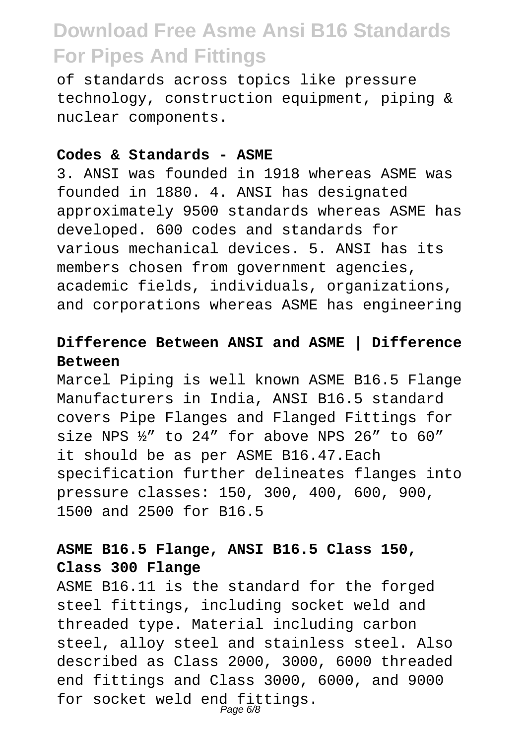of standards across topics like pressure technology, construction equipment, piping & nuclear components.

**Codes & Standards - ASME**

3. ANSI was founded in 1918 whereas ASME was founded in 1880. 4. ANSI has designated approximately 9500 standards whereas ASME has developed. 600 codes and standards for various mechanical devices. 5. ANSI has its members chosen from government agencies, academic fields, individuals, organizations, and corporations whereas ASME has engineering

**Difference Between ANSI and ASME | Difference Between**

Marcel Piping is well known ASME B16.5 Flange Manufacturers in India, ANSI B16.5 standard covers Pipe Flanges and Flanged Fittings for size NPS ½" to 24" for above NPS 26" to 60" it should be as per ASME B16.47.Each specification further delineates flanges into pressure classes: 150, 300, 400, 600, 900, 1500 and 2500 for B16.5

**ASME B16.5 Flange, ANSI B16.5 Class 150, Class 300 Flange**

ASME B16.11 is the standard for the forged steel fittings, including socket weld and threaded type. Material including carbon steel, alloy steel and stainless steel. Also described as Class 2000, 3000, 6000 threaded end fittings and Class 3000, 6000, and 9000 for socket weld end fittings.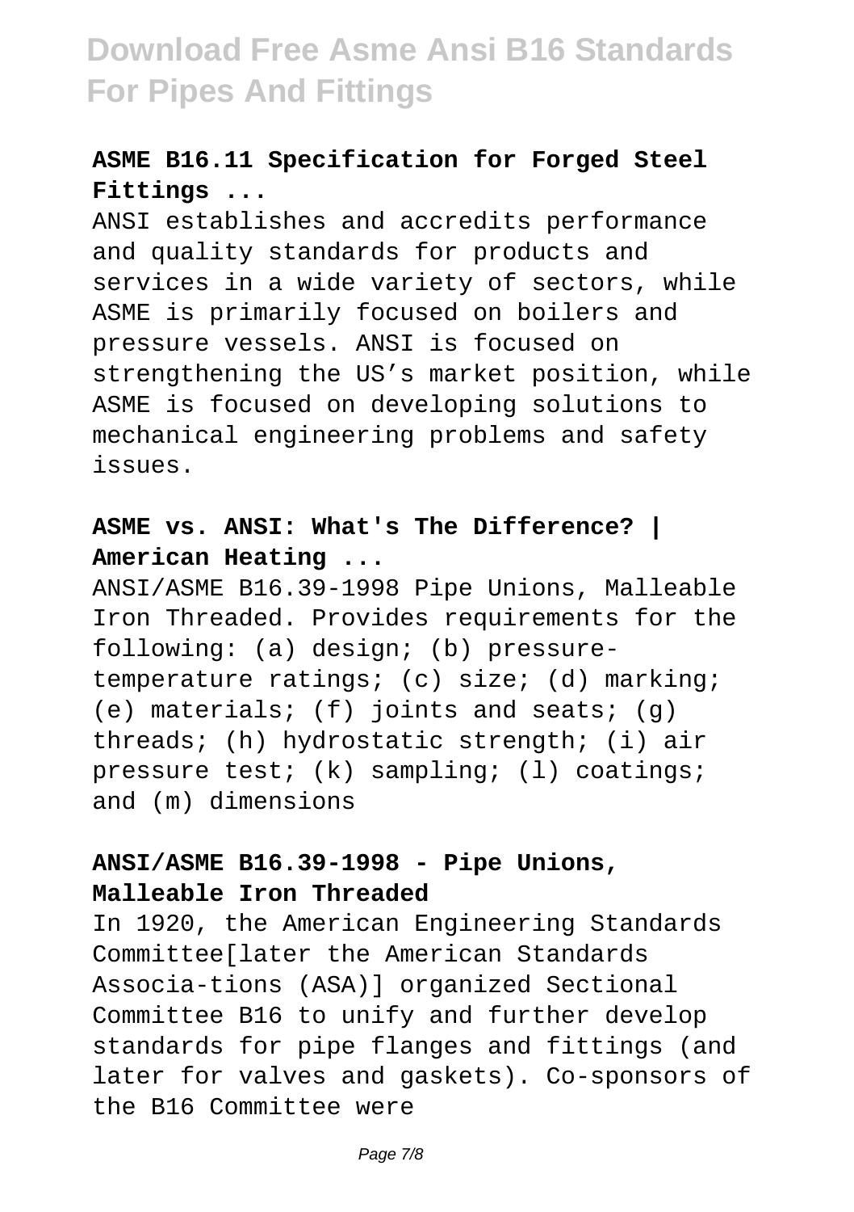**ASME B16.11 Specification for Forged Steel Fittings ...**

ANSI establishes and accredits performance and quality standards for products and services in a wide variety of sectors, while ASME is primarily focused on boilers and pressure vessels. ANSI is focused on strengthening the US's market position, while ASME is focused on developing solutions to mechanical engineering problems and safety issues.

**ASME vs. ANSI: What's The Difference? | American Heating ...**

ANSI/ASME B16.39-1998 Pipe Unions, Malleable Iron Threaded. Provides requirements for the following: (a) design; (b) pressure-temperature ratings; (c) size; (d) marking; (e) materials; (f) joints and seats; (g) threads; (h) hydrostatic strength; (i) air pressure test; (k) sampling; (l) coatings; and (m) dimensions

**ANSI/ASME B16.39-1998 - Pipe Unions, Malleable Iron Threaded**

In 1920, the American Engineering Standards Committee[later the American Standards Associa-tions (ASA)] organized Sectional Committee B16 to unify and further develop standards for pipe flanges and fittings (and later for valves and gaskets). Co-sponsors of the B16 Committee were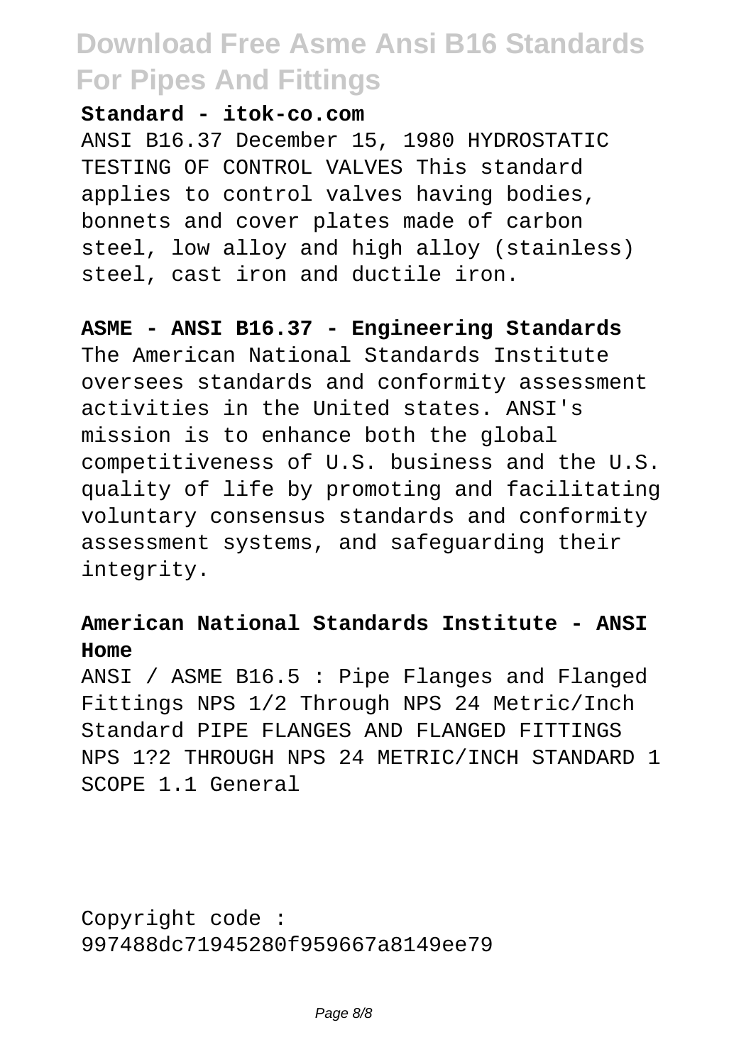**Standard - itok-co.com**

ANSI B16.37 December 15, 1980 HYDROSTATIC TESTING OF CONTROL VALVES This standard applies to control valves having bodies, bonnets and cover plates made of carbon steel, low alloy and high alloy (stainless) steel, cast iron and ductile iron.

**ASME - ANSI B16.37 - Engineering Standards**

The American National Standards Institute oversees standards and conformity assessment activities in the United states. ANSI's mission is to enhance both the global competitiveness of U.S. business and the U.S. quality of life by promoting and facilitating voluntary consensus standards and conformity assessment systems, and safeguarding their integrity.

**American National Standards Institute - ANSI Home**

ANSI / ASME B16.5 : Pipe Flanges and Flanged Fittings NPS 1/2 Through NPS 24 Metric/Inch Standard PIPE FLANGES AND FLANGED FITTINGS NPS 1?2 THROUGH NPS 24 METRIC/INCH STANDARD 1 SCOPE 1.1 General

Copyright code : 997488dc71945280f959667a8149ee79